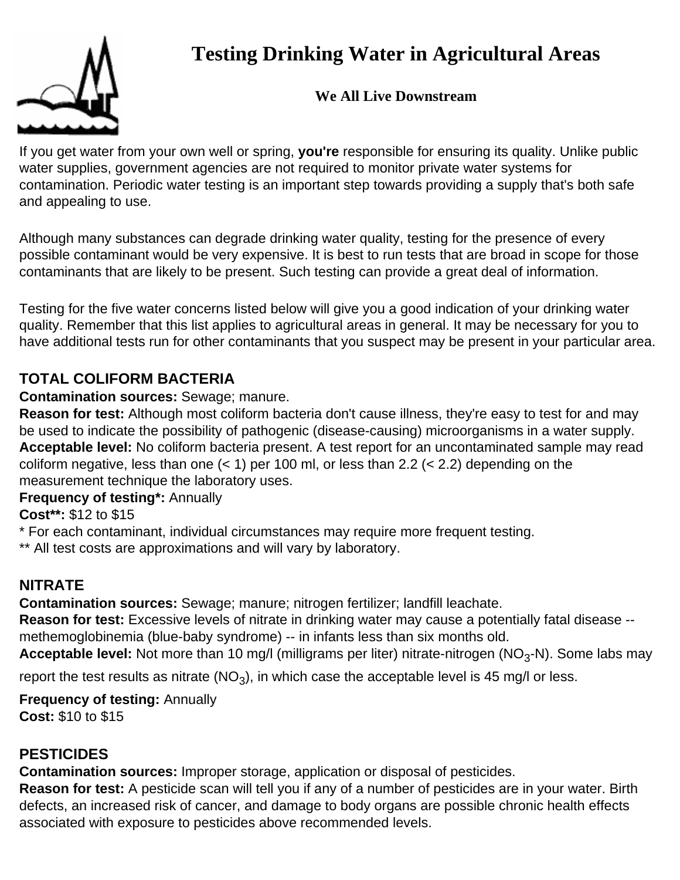# Testing Drinking Water in Agricultural Areas

**We All Live Downstream**

If you get water from your own well or spring, **you're** responsible for ensuring its quality. Unlike public water supplies, government agencies are not required to monitor private water systems for contamination. Periodic water testing is an important step towards providing a supply that's both safe and appealing to use.

Although many substances can degrade drinking water quality, testing for the presence of every possible contaminant would be very expensive. It is best to run tests that are broad in scope for those contaminants that are likely to be present. Such testing can provide a great deal of information.

Testing for the five water concerns listed below will give you a good indication of your drinking water quality. Remember that this list applies to agricultural areas in general. It may be necessary for you to have additional tests run for other contaminants that you suspect may be present in your particular area.

## TOTAL COLIFORM BACTERIA

**Contamination sources:** Sewage; manure.
**Reason for test:** Although most coliform bacteria don't cause illness, they're easy to test for and may be used to indicate the possibility of pathogenic (disease-causing) microorganisms in a water supply.
**Acceptable level:** No coliform bacteria present. A test report for an uncontaminated sample may read coliform negative, less than one (< 1) per 100 ml, or less than 2.2 (< 2.2) depending on the measurement technique the laboratory uses.
**Frequency of testing*:** Annually
**Cost**:** $12 to $15
* For each contaminant, individual circumstances may require more frequent testing.
** All test costs are approximations and will vary by laboratory.

## NITRATE

**Contamination sources:** Sewage; manure; nitrogen fertilizer; landfill leachate.
**Reason for test:** Excessive levels of nitrate in drinking water may cause a potentially fatal disease -- methemoglobinemia (blue-baby syndrome) -- in infants less than six months old.
**Acceptable level:** Not more than 10 mg/l (milligrams per liter) nitrate-nitrogen ($NO_3$-N). Some labs may report the test results as nitrate ($NO_3$), in which case the acceptable level is 45 mg/l or less.
**Frequency of testing:** Annually
**Cost:** $10 to $15

## PESTICIDES

**Contamination sources:** Improper storage, application or disposal of pesticides.
**Reason for test:** A pesticide scan will tell you if any of a number of pesticides are in your water. Birth defects, an increased risk of cancer, and damage to body organs are possible chronic health effects associated with exposure to pesticides above recommended levels.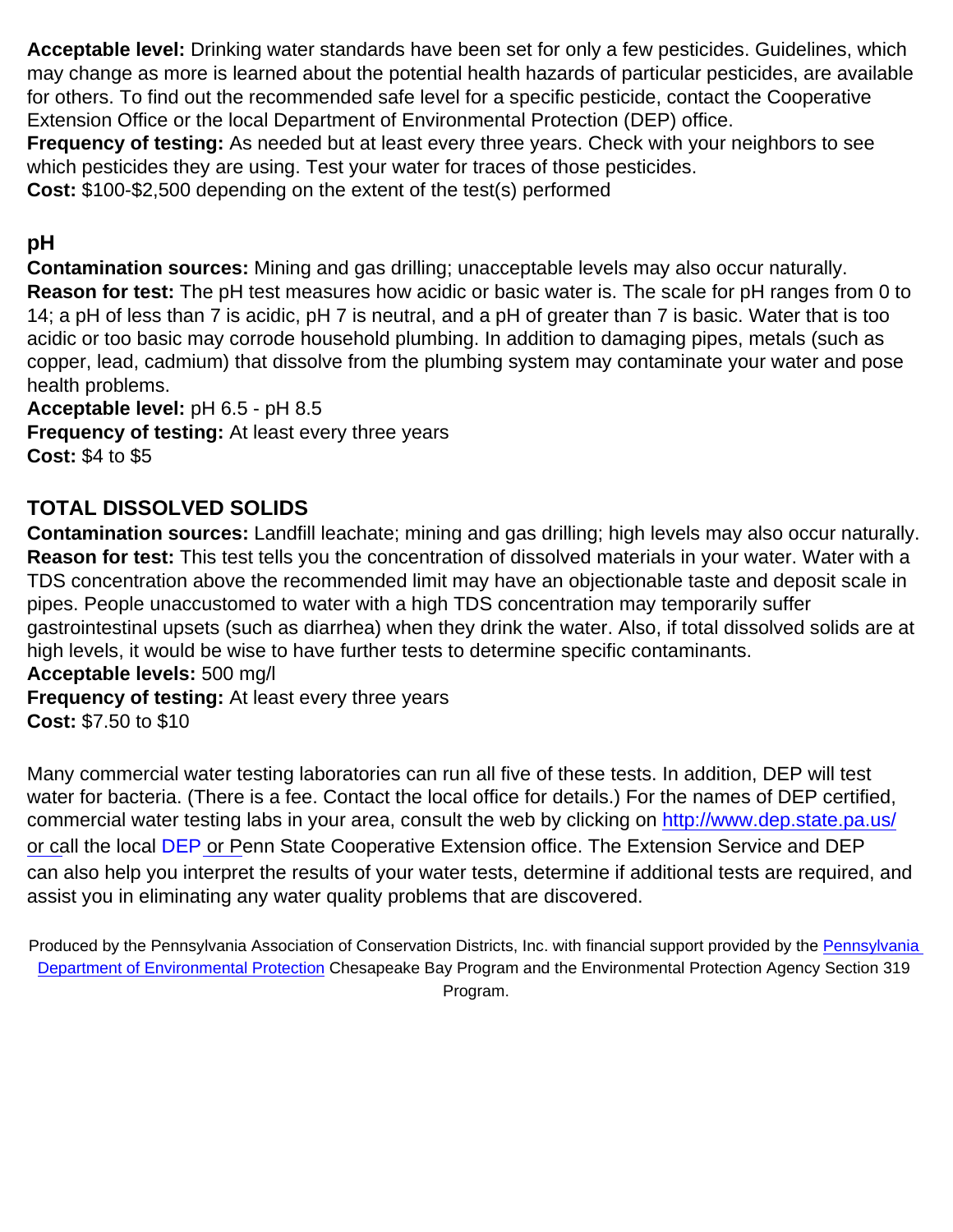**Acceptable level:** Drinking water standards have been set for only a few pesticides. Guidelines, which may change as more is learned about the potential health hazards of particular pesticides, are available for others. To find out the recommended safe level for a specific pesticide, contact the Cooperative Extension Office or the local Department of Environmental Protection (DEP) office.
**Frequency of testing:** As needed but at least every three years. Check with your neighbors to see which pesticides they are using. Test your water for traces of those pesticides.
**Cost:** $100-$2,500 depending on the extent of the test(s) performed

## pH

**Contamination sources:** Mining and gas drilling; unacceptable levels may also occur naturally.
**Reason for test:** The pH test measures how acidic or basic water is. The scale for pH ranges from 0 to 14; a pH of less than 7 is acidic, pH 7 is neutral, and a pH of greater than 7 is basic. Water that is too acidic or too basic may corrode household plumbing. In addition to damaging pipes, metals (such as copper, lead, cadmium) that dissolve from the plumbing system may contaminate your water and pose health problems.
**Acceptable level:** pH 6.5 - pH 8.5
**Frequency of testing:** At least every three years
**Cost:** $4 to $5

## TOTAL DISSOLVED SOLIDS

**Contamination sources:** Landfill leachate; mining and gas drilling; high levels may also occur naturally.
**Reason for test:** This test tells you the concentration of dissolved materials in your water. Water with a TDS concentration above the recommended limit may have an objectionable taste and deposit scale in pipes. People unaccustomed to water with a high TDS concentration may temporarily suffer gastrointestinal upsets (such as diarrhea) when they drink the water. Also, if total dissolved solids are at high levels, it would be wise to have further tests to determine specific contaminants.
**Acceptable levels:** 500 mg/l
**Frequency of testing:** At least every three years
**Cost:** $7.50 to $10

Many commercial water testing laboratories can run all five of these tests. In addition, DEP will test water for bacteria. (There is a fee. Contact the local office for details.) For the names of DEP certified, commercial water testing labs in your area, consult the web by clicking on http://www.dep.state.pa.us/ or call the local DEP or Penn State Cooperative Extension office. The Extension Service and DEP can also help you interpret the results of your water tests, determine if additional tests are required, and assist you in eliminating any water quality problems that are discovered.

Produced by the Pennsylvania Association of Conservation Districts, Inc. with financial support provided by the Pennsylvania Department of Environmental Protection Chesapeake Bay Program and the Environmental Protection Agency Section 319 Program.